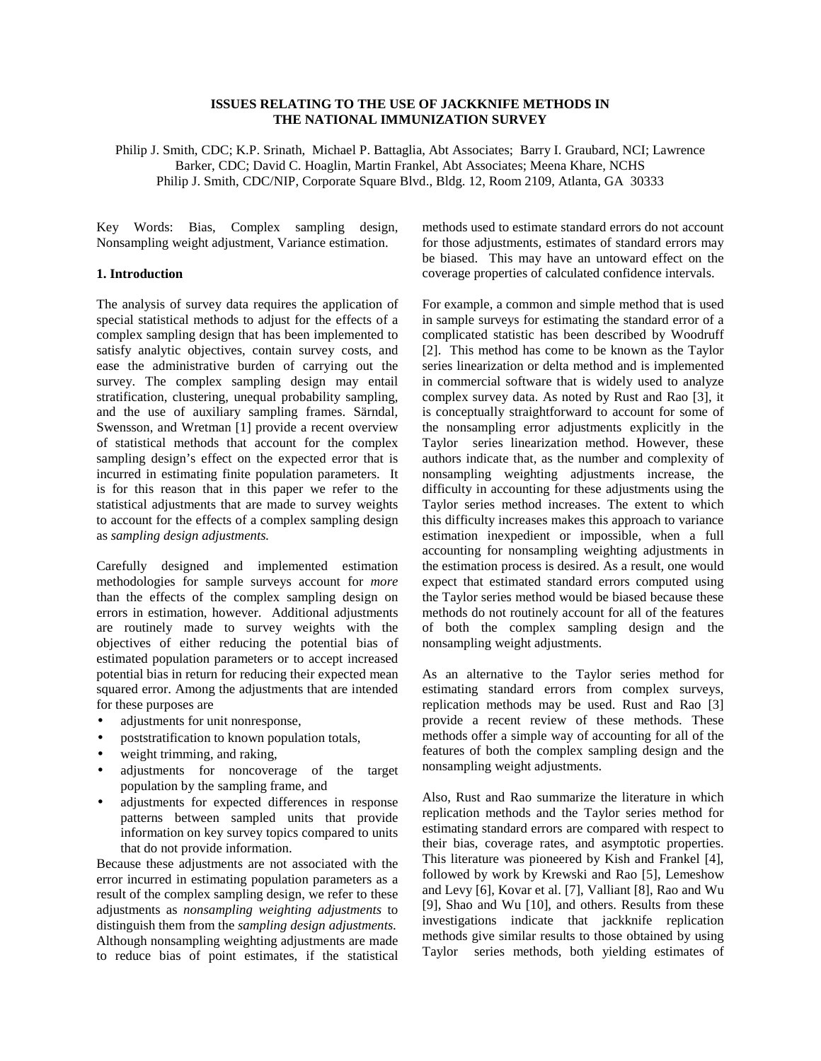# ISSUES RELATING TO THE USE OF JACKKNIFE METHODS IN THE NATIONAL IMMUNIZATION SURVEY

Philip J. Smith, CDC; K.P. Srinath, Michael P. Battaglia, Abt Associates; Barry I. Graubard, NCI; Lawrence Barker, CDC; David C. Hoaglin, Martin Frankel, Abt Associates; Meena Khare, NCHS
Philip J. Smith, CDC/NIP, Corporate Square Blvd., Bldg. 12, Room 2109, Atlanta, GA 30333

Key Words: Bias, Complex sampling design, Nonsampling weight adjustment, Variance estimation.

## 1. Introduction

The analysis of survey data requires the application of special statistical methods to adjust for the effects of a complex sampling design that has been implemented to satisfy analytic objectives, contain survey costs, and ease the administrative burden of carrying out the survey. The complex sampling design may entail stratification, clustering, unequal probability sampling, and the use of auxiliary sampling frames. Särndal, Swensson, and Wretman [1] provide a recent overview of statistical methods that account for the complex sampling design's effect on the expected error that is incurred in estimating finite population parameters. It is for this reason that in this paper we refer to the statistical adjustments that are made to survey weights to account for the effects of a complex sampling design as *sampling design adjustments.*

Carefully designed and implemented estimation methodologies for sample surveys account for *more* than the effects of the complex sampling design on errors in estimation, however. Additional adjustments are routinely made to survey weights with the objectives of either reducing the potential bias of estimated population parameters or to accept increased potential bias in return for reducing their expected mean squared error. Among the adjustments that are intended for these purposes are

- adjustments for unit nonresponse,
- poststratification to known population totals,
- weight trimming, and raking,
- adjustments for noncoverage of the target population by the sampling frame, and
- adjustments for expected differences in response patterns between sampled units that provide information on key survey topics compared to units that do not provide information.

Because these adjustments are not associated with the error incurred in estimating population parameters as a result of the complex sampling design, we refer to these adjustments as *nonsampling weighting adjustments* to distinguish them from the *sampling design adjustments.* Although nonsampling weighting adjustments are made to reduce bias of point estimates, if the statistical methods used to estimate standard errors do not account for those adjustments, estimates of standard errors may be biased. This may have an untoward effect on the coverage properties of calculated confidence intervals.

For example, a common and simple method that is used in sample surveys for estimating the standard error of a complicated statistic has been described by Woodruff [2]. This method has come to be known as the Taylor series linearization or delta method and is implemented in commercial software that is widely used to analyze complex survey data. As noted by Rust and Rao [3], it is conceptually straightforward to account for some of the nonsampling error adjustments explicitly in the Taylor series linearization method. However, these authors indicate that, as the number and complexity of nonsampling weighting adjustments increase, the difficulty in accounting for these adjustments using the Taylor series method increases. The extent to which this difficulty increases makes this approach to variance estimation inexpedient or impossible, when a full accounting for nonsampling weighting adjustments in the estimation process is desired. As a result, one would expect that estimated standard errors computed using the Taylor series method would be biased because these methods do not routinely account for all of the features of both the complex sampling design and the nonsampling weight adjustments.

As an alternative to the Taylor series method for estimating standard errors from complex surveys, replication methods may be used. Rust and Rao [3] provide a recent review of these methods. These methods offer a simple way of accounting for all of the features of both the complex sampling design and the nonsampling weight adjustments.

Also, Rust and Rao summarize the literature in which replication methods and the Taylor series method for estimating standard errors are compared with respect to their bias, coverage rates, and asymptotic properties. This literature was pioneered by Kish and Frankel [4], followed by work by Krewski and Rao [5], Lemeshow and Levy [6], Kovar et al. [7], Valliant [8], Rao and Wu [9], Shao and Wu [10], and others. Results from these investigations indicate that jackknife replication methods give similar results to those obtained by using Taylor series methods, both yielding estimates of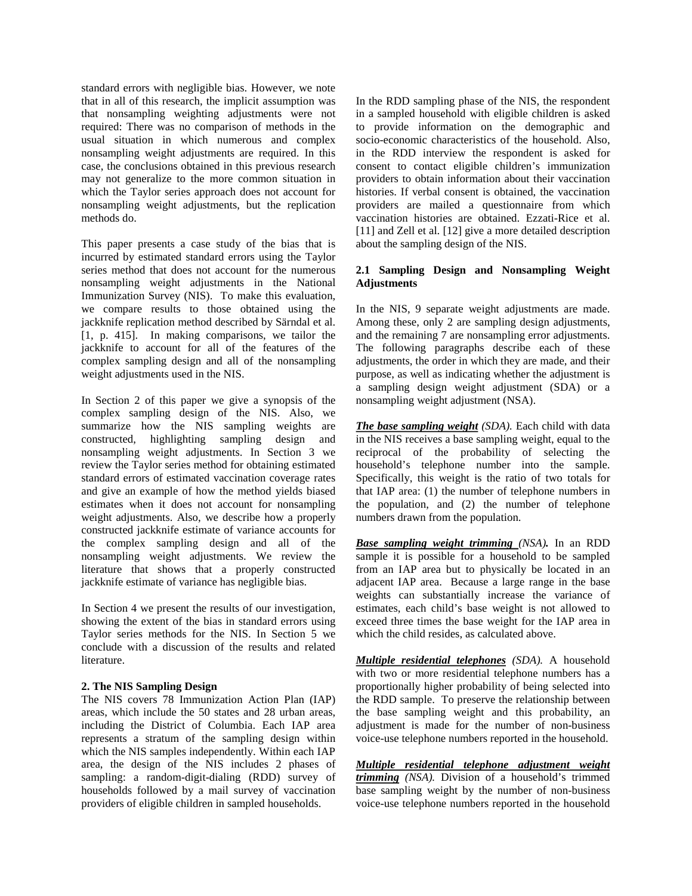standard errors with negligible bias. However, we note that in all of this research, the implicit assumption was that nonsampling weighting adjustments were not required: There was no comparison of methods in the usual situation in which numerous and complex nonsampling weight adjustments are required. In this case, the conclusions obtained in this previous research may not generalize to the more common situation in which the Taylor series approach does not account for nonsampling weight adjustments, but the replication methods do.

This paper presents a case study of the bias that is incurred by estimated standard errors using the Taylor series method that does not account for the numerous nonsampling weight adjustments in the National Immunization Survey (NIS). To make this evaluation, we compare results to those obtained using the jackknife replication method described by Särndal et al. [1, p. 415]. In making comparisons, we tailor the jackknife to account for all of the features of the complex sampling design and all of the nonsampling weight adjustments used in the NIS.

In Section 2 of this paper we give a synopsis of the complex sampling design of the NIS. Also, we summarize how the NIS sampling weights are constructed, highlighting sampling design and nonsampling weight adjustments. In Section 3 we review the Taylor series method for obtaining estimated standard errors of estimated vaccination coverage rates and give an example of how the method yields biased estimates when it does not account for nonsampling weight adjustments. Also, we describe how a properly constructed jackknife estimate of variance accounts for the complex sampling design and all of the nonsampling weight adjustments. We review the literature that shows that a properly constructed jackknife estimate of variance has negligible bias.

In Section 4 we present the results of our investigation, showing the extent of the bias in standard errors using Taylor series methods for the NIS. In Section 5 we conclude with a discussion of the results and related literature.

## 2. The NIS Sampling Design

The NIS covers 78 Immunization Action Plan (IAP) areas, which include the 50 states and 28 urban areas, including the District of Columbia. Each IAP area represents a stratum of the sampling design within which the NIS samples independently. Within each IAP area, the design of the NIS includes 2 phases of sampling: a random-digit-dialing (RDD) survey of households followed by a mail survey of vaccination providers of eligible children in sampled households.

In the RDD sampling phase of the NIS, the respondent in a sampled household with eligible children is asked to provide information on the demographic and socio-economic characteristics of the household. Also, in the RDD interview the respondent is asked for consent to contact eligible children's immunization providers to obtain information about their vaccination histories. If verbal consent is obtained, the vaccination providers are mailed a questionnaire from which vaccination histories are obtained. Ezzati-Rice et al. [11] and Zell et al. [12] give a more detailed description about the sampling design of the NIS.

### 2.1 Sampling Design and Nonsampling Weight Adjustments

In the NIS, 9 separate weight adjustments are made. Among these, only 2 are sampling design adjustments, and the remaining 7 are nonsampling error adjustments. The following paragraphs describe each of these adjustments, the order in which they are made, and their purpose, as well as indicating whether the adjustment is a sampling design weight adjustment (SDA) or a nonsampling weight adjustment (NSA).

***The base sampling weight*** *(SDA).* Each child with data in the NIS receives a base sampling weight, equal to the reciprocal of the probability of selecting the household's telephone number into the sample. Specifically, this weight is the ratio of two totals for that IAP area: (1) the number of telephone numbers in the population, and (2) the number of telephone numbers drawn from the population.

***Base sampling weight trimming*** *(NSA)***.** In an RDD sample it is possible for a household to be sampled from an IAP area but to physically be located in an adjacent IAP area. Because a large range in the base weights can substantially increase the variance of estimates, each child's base weight is not allowed to exceed three times the base weight for the IAP area in which the child resides, as calculated above.

***Multiple residential telephones*** *(SDA).* A household with two or more residential telephone numbers has a proportionally higher probability of being selected into the RDD sample. To preserve the relationship between the base sampling weight and this probability, an adjustment is made for the number of non-business voice-use telephone numbers reported in the household.

***Multiple residential telephone adjustment weight trimming*** *(NSA).* Division of a household's trimmed base sampling weight by the number of non-business voice-use telephone numbers reported in the household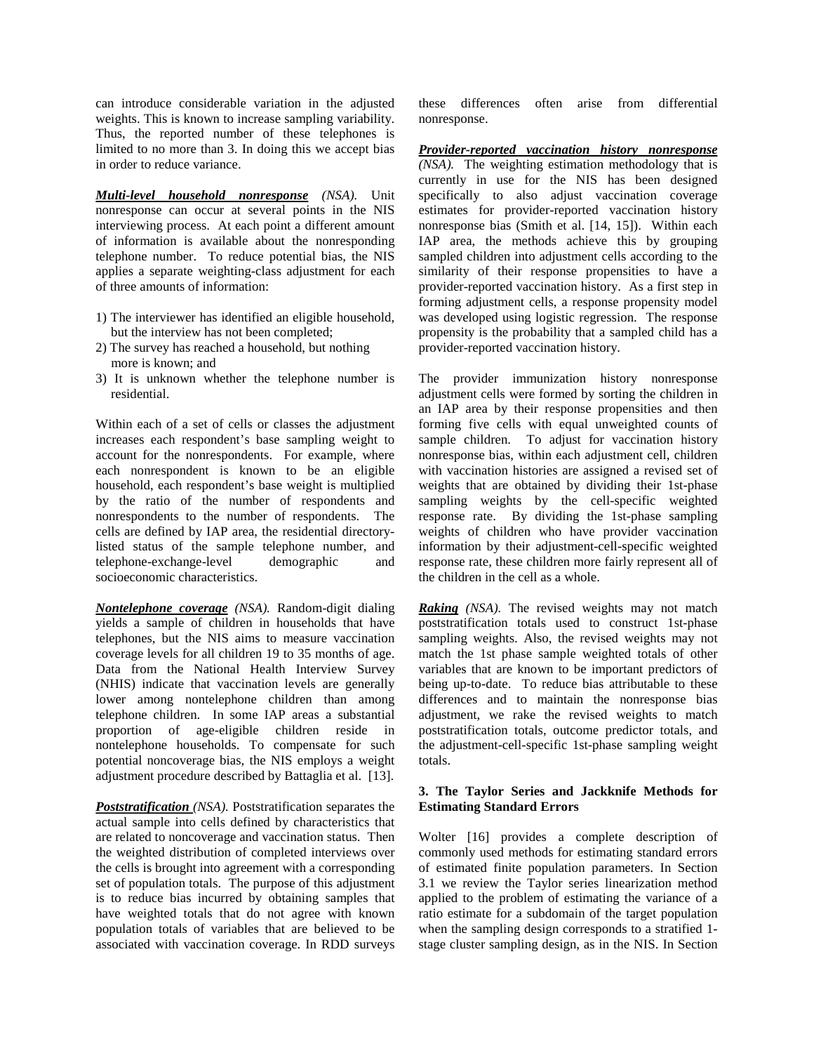can introduce considerable variation in the adjusted weights. This is known to increase sampling variability. Thus, the reported number of these telephones is limited to no more than 3. In doing this we accept bias in order to reduce variance.

***Multi-level household nonresponse*** *(NSA).* Unit nonresponse can occur at several points in the NIS interviewing process. At each point a different amount of information is available about the nonresponding telephone number. To reduce potential bias, the NIS applies a separate weighting-class adjustment for each of three amounts of information:

1) The interviewer has identified an eligible household, but the interview has not been completed;
2) The survey has reached a household, but nothing more is known; and
3) It is unknown whether the telephone number is residential.

Within each of a set of cells or classes the adjustment increases each respondent's base sampling weight to account for the nonrespondents. For example, where each nonrespondent is known to be an eligible household, each respondent's base weight is multiplied by the ratio of the number of respondents and nonrespondents to the number of respondents. The cells are defined by IAP area, the residential directory-listed status of the sample telephone number, and telephone-exchange-level demographic and socioeconomic characteristics.

***Nontelephone coverage*** *(NSA).* Random-digit dialing yields a sample of children in households that have telephones, but the NIS aims to measure vaccination coverage levels for all children 19 to 35 months of age. Data from the National Health Interview Survey (NHIS) indicate that vaccination levels are generally lower among nontelephone children than among telephone children. In some IAP areas a substantial proportion of age-eligible children reside in nontelephone households. To compensate for such potential noncoverage bias, the NIS employs a weight adjustment procedure described by Battaglia et al. [13].

***Poststratification*** *(NSA).* Poststratification separates the actual sample into cells defined by characteristics that are related to noncoverage and vaccination status. Then the weighted distribution of completed interviews over the cells is brought into agreement with a corresponding set of population totals. The purpose of this adjustment is to reduce bias incurred by obtaining samples that have weighted totals that do not agree with known population totals of variables that are believed to be associated with vaccination coverage. In RDD surveys these differences often arise from differential nonresponse.

***Provider-reported vaccination history nonresponse*** *(NSA).* The weighting estimation methodology that is currently in use for the NIS has been designed specifically to also adjust vaccination coverage estimates for provider-reported vaccination history nonresponse bias (Smith et al. [14, 15]). Within each IAP area, the methods achieve this by grouping sampled children into adjustment cells according to the similarity of their response propensities to have a provider-reported vaccination history. As a first step in forming adjustment cells, a response propensity model was developed using logistic regression. The response propensity is the probability that a sampled child has a provider-reported vaccination history.

The provider immunization history nonresponse adjustment cells were formed by sorting the children in an IAP area by their response propensities and then forming five cells with equal unweighted counts of sample children. To adjust for vaccination history nonresponse bias, within each adjustment cell, children with vaccination histories are assigned a revised set of weights that are obtained by dividing their 1st-phase sampling weights by the cell-specific weighted response rate. By dividing the 1st-phase sampling weights of children who have provider vaccination information by their adjustment-cell-specific weighted response rate, these children more fairly represent all of the children in the cell as a whole.

***Raking*** *(NSA).* The revised weights may not match poststratification totals used to construct 1st-phase sampling weights. Also, the revised weights may not match the 1st phase sample weighted totals of other variables that are known to be important predictors of being up-to-date. To reduce bias attributable to these differences and to maintain the nonresponse bias adjustment, we rake the revised weights to match poststratification totals, outcome predictor totals, and the adjustment-cell-specific 1st-phase sampling weight totals.

### 3. The Taylor Series and Jackknife Methods for Estimating Standard Errors

Wolter [16] provides a complete description of commonly used methods for estimating standard errors of estimated finite population parameters. In Section 3.1 we review the Taylor series linearization method applied to the problem of estimating the variance of a ratio estimate for a subdomain of the target population when the sampling design corresponds to a stratified 1-stage cluster sampling design, as in the NIS. In Section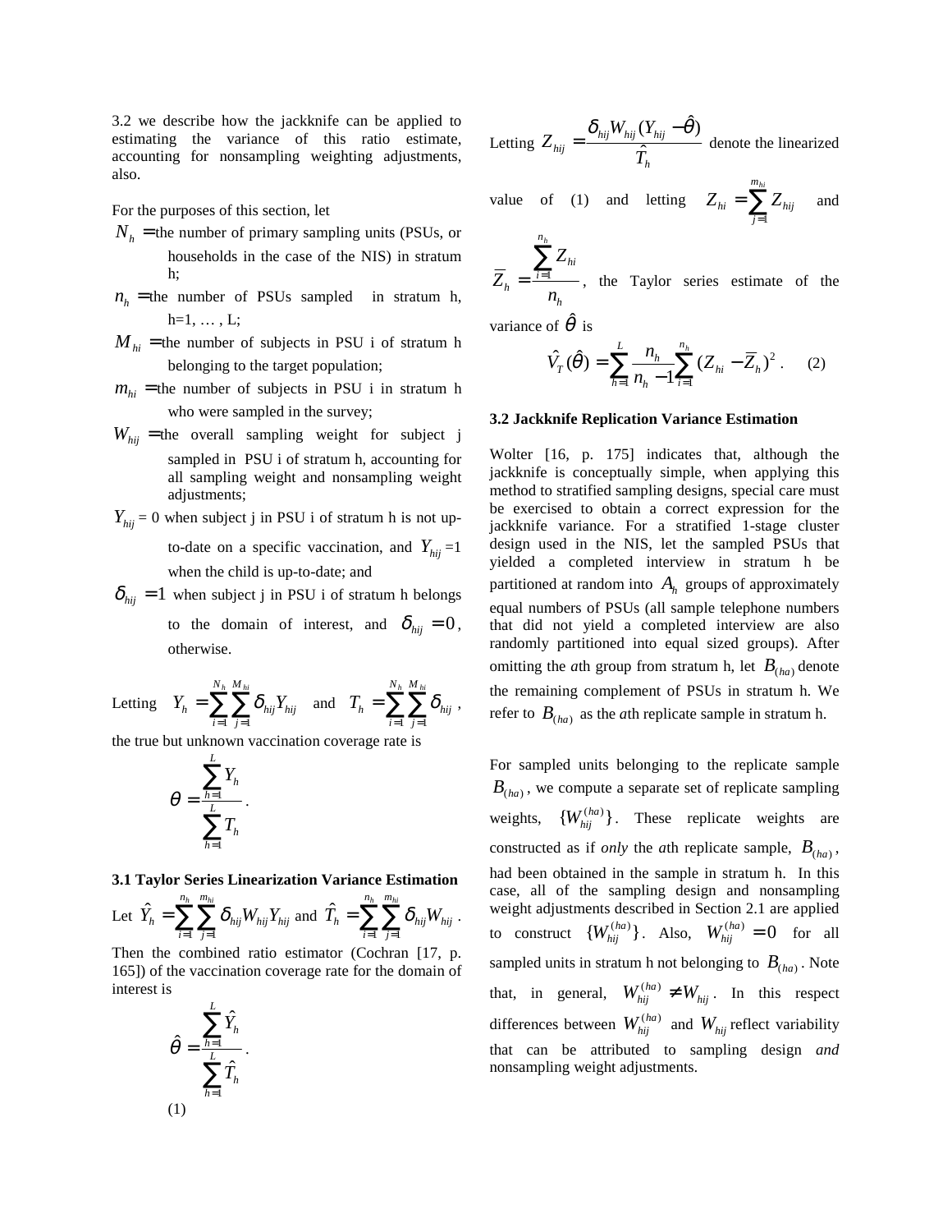3.2 we describe how the jackknife can be applied to estimating the variance of this ratio estimate, accounting for nonsampling weighting adjustments, also.

For the purposes of this section, let

$N_h =$ the number of primary sampling units (PSUs, or households in the case of the NIS) in stratum h;

$n_h =$ the number of PSUs sampled in stratum h, h=1, … , L;

$M_{hi} =$ the number of subjects in PSU i of stratum h belonging to the target population;

$m_{hi} =$ the number of subjects in PSU i in stratum h who were sampled in the survey;

$W_{hij} =$ the overall sampling weight for subject j sampled in PSU i of stratum h, accounting for all sampling weight and nonsampling weight adjustments;

$Y_{hij}$ = 0 when subject j in PSU i of stratum h is not up-to-date on a specific vaccination, and $Y_{hij}$ =1 when the child is up-to-date; and

$\delta_{hij} = 1$ when subject j in PSU i of stratum h belongs to the domain of interest, and $\delta_{hij} = 0$, otherwise.

Letting $Y_h = \sum_{i=1}^{N_h} \sum_{j=1}^{M_{hi}} \delta_{hij} Y_{hij}$ and $T_h = \sum_{i=1}^{N_h} \sum_{j=1}^{M_{hi}} \delta_{hij}$, the true but unknown vaccination coverage rate is

$$\theta = \frac{\sum_{h=1}^{L} Y_h}{\sum_{h=1}^{L} T_h}.$$

**3.1 Taylor Series Linearization Variance Estimation**

Let $\hat{Y}_h = \sum_{i=1}^{n_h} \sum_{j=1}^{m_{hi}} \delta_{hij} W_{hij} Y_{hij}$ and $\hat{T}_h = \sum_{i=1}^{n_h} \sum_{j=1}^{m_{hi}} \delta_{hij} W_{hij}$.

Then the combined ratio estimator (Cochran [17, p. 165]) of the vaccination coverage rate for the domain of interest is

$$\hat{\theta} = \frac{\sum_{h=1}^{L} \hat{Y}_h}{\sum_{h=1}^{L} \hat{T}_h}. \quad (1)$$

Letting $Z_{hij} = \frac{\delta_{hij} W_{hij} (Y_{hij} - \hat{\theta})}{\hat{T}_h}$ denote the linearized value of (1) and letting $Z_{hi} = \sum_{j=1}^{m_{hi}} Z_{hij}$ and $\bar{Z}_h = \frac{\sum_{i=1}^{n_h} Z_{hi}}{n_h}$, the Taylor series estimate of the variance of $\hat{\theta}$ is

$$\hat{V}_T(\hat{\theta}) = \sum_{h=1}^{L} \frac{n_h}{n_h - 1} \sum_{i=1}^{n_h} (Z_{hi} - \bar{Z}_h)^2. \quad (2)$$

**3.2 Jackknife Replication Variance Estimation**

Wolter [16, p. 175] indicates that, although the jackknife is conceptually simple, when applying this method to stratified sampling designs, special care must be exercised to obtain a correct expression for the jackknife variance. For a stratified 1-stage cluster design used in the NIS, let the sampled PSUs that yielded a completed interview in stratum h be partitioned at random into $A_h$ groups of approximately equal numbers of PSUs (all sample telephone numbers that did not yield a completed interview are also randomly partitioned into equal sized groups). After omitting the *a*th group from stratum h, let $B_{(ha)}$ denote the remaining complement of PSUs in stratum h. We refer to $B_{(ha)}$ as the *a*th replicate sample in stratum h.

For sampled units belonging to the replicate sample $B_{(ha)}$, we compute a separate set of replicate sampling weights, $\{W_{hij}^{(ha)}\}$. These replicate weights are constructed as if *only* the *a*th replicate sample, $B_{(ha)}$, had been obtained in the sample in stratum h. In this case, all of the sampling design and nonsampling weight adjustments described in Section 2.1 are applied to construct $\{W_{hij}^{(ha)}\}$. Also, $W_{hij}^{(ha)} = 0$ for all sampled units in stratum h not belonging to $B_{(ha)}$. Note that, in general, $W_{hij}^{(ha)} \neq W_{hij}$. In this respect differences between $W_{hij}^{(ha)}$ and $W_{hij}$ reflect variability that can be attributed to sampling design *and* nonsampling weight adjustments.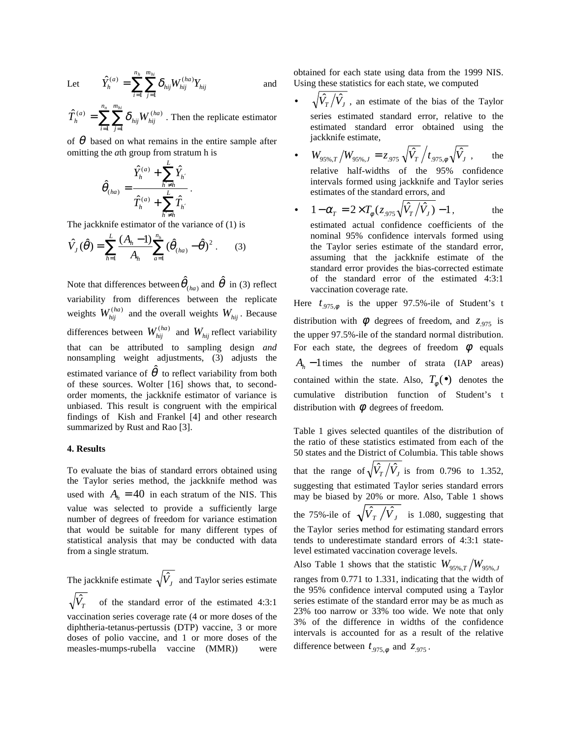Let $\hat{Y}_h^{(a)} = \sum_{i=1}^{n_h} \sum_{j=1}^{m_{hi}} \delta_{hij} W_{hij}^{(ha)} Y_{hij}$ and $\hat{T}_h^{(a)} = \sum_{i=1}^{n_n} \sum_{j=1}^{m_{hi}} \delta_{hij} W_{hij}^{(ha)}$. Then the replicate estimator of $\theta$ based on what remains in the entire sample after omitting the *a*th group from stratum h is

$$\hat{\theta}_{(ha)} = \frac{\hat{Y}_h^{(a)} + \sum_{h' \neq h}^{L} \hat{Y}_{h'}}{\hat{T}_h^{(a)} + \sum_{h' \neq h}^{L} \hat{T}_{h'}}.$$

The jackknife estimator of the variance of (1) is

$$\hat{V}_J(\hat{\theta}) = \sum_{h=1}^{L} \frac{(A_h - 1)}{A_h} \sum_{a=1}^{n_h} (\hat{\theta}_{(ha)} - \hat{\theta})^2. \qquad (3)$$

Note that differences between $\hat{\theta}_{(ha)}$ and $\hat{\theta}$ in (3) reflect variability from differences between the replicate weights $W_{hij}^{(ha)}$ and the overall weights $W_{hij}$. Because differences between $W_{hij}^{(ha)}$ and $W_{hij}$ reflect variability that can be attributed to sampling design *and* nonsampling weight adjustments, (3) adjusts the estimated variance of $\hat{\theta}$ to reflect variability from both of these sources. Wolter [16] shows that, to second-order moments, the jackknife estimator of variance is unbiased. This result is congruent with the empirical findings of Kish and Frankel [4] and other research summarized by Rust and Rao [3].

**4. Results**

To evaluate the bias of standard errors obtained using the Taylor series method, the jackknife method was used with $A_h = 40$ in each stratum of the NIS. This value was selected to provide a sufficiently large number of degrees of freedom for variance estimation that would be suitable for many different types of statistical analysis that may be conducted with data from a single stratum.

The jackknife estimate $\sqrt{\hat{V}_J}$ and Taylor series estimate $\sqrt{\hat{V}_T}$ of the standard error of the estimated 4:3:1 vaccination series coverage rate (4 or more doses of the diphtheria-tetanus-pertussis (DTP) vaccine, 3 or more doses of polio vaccine, and 1 or more doses of the measles-mumps-rubella vaccine (MMR)) were obtained for each state using data from the 1999 NIS. Using these statistics for each state, we computed

- $\sqrt{\hat{V}_T / \hat{V}_J}$, an estimate of the bias of the Taylor series estimated standard error, relative to the estimated standard error obtained using the jackknife estimate,
- $W_{95\%,T} / W_{95\%,J} = z_{.975} \sqrt{\hat{V}_T} / t_{.975,\phi} \sqrt{\hat{V}_J}$, the relative half-widths of the 95% confidence intervals formed using jackknife and Taylor series estimates of the standard errors, and
- $1 - \alpha_T = 2 \times T_\phi(z_{.975} \sqrt{\hat{V}_T / \hat{V}_J}) - 1$, the estimated actual confidence coefficients of the nominal 95% confidence intervals formed using the Taylor series estimate of the standard error, assuming that the jackknife estimate of the standard error provides the bias-corrected estimate of the standard error of the estimated 4:3:1 vaccination coverage rate.

Here $t_{.975,\phi}$ is the upper 97.5%-ile of Student's t distribution with $\phi$ degrees of freedom, and $z_{.975}$ is the upper 97.5%-ile of the standard normal distribution. For each state, the degrees of freedom $\phi$ equals $A_h - 1$ times the number of strata (IAP areas) contained within the state. Also, $T_\phi(\bullet)$ denotes the cumulative distribution function of Student's t distribution with $\phi$ degrees of freedom.

Table 1 gives selected quantiles of the distribution of the ratio of these statistics estimated from each of the 50 states and the District of Columbia. This table shows that the range of $\sqrt{\hat{V}_T / \hat{V}_J}$ is from 0.796 to 1.352, suggesting that estimated Taylor series standard errors may be biased by 20% or more. Also, Table 1 shows the 75%-ile of $\sqrt{\hat{V}_T / \hat{V}_J}$ is 1.080, suggesting that the Taylor series method for estimating standard errors tends to underestimate standard errors of 4:3:1 state-level estimated vaccination coverage levels.

Also Table 1 shows that the statistic $W_{95\%,T} / W_{95\%,J}$ ranges from 0.771 to 1.331, indicating that the width of the 95% confidence interval computed using a Taylor series estimate of the standard error may be as much as 23% too narrow or 33% too wide. We note that only 3% of the difference in widths of the confidence intervals is accounted for as a result of the relative difference between $t_{.975,\phi}$ and $z_{.975}$.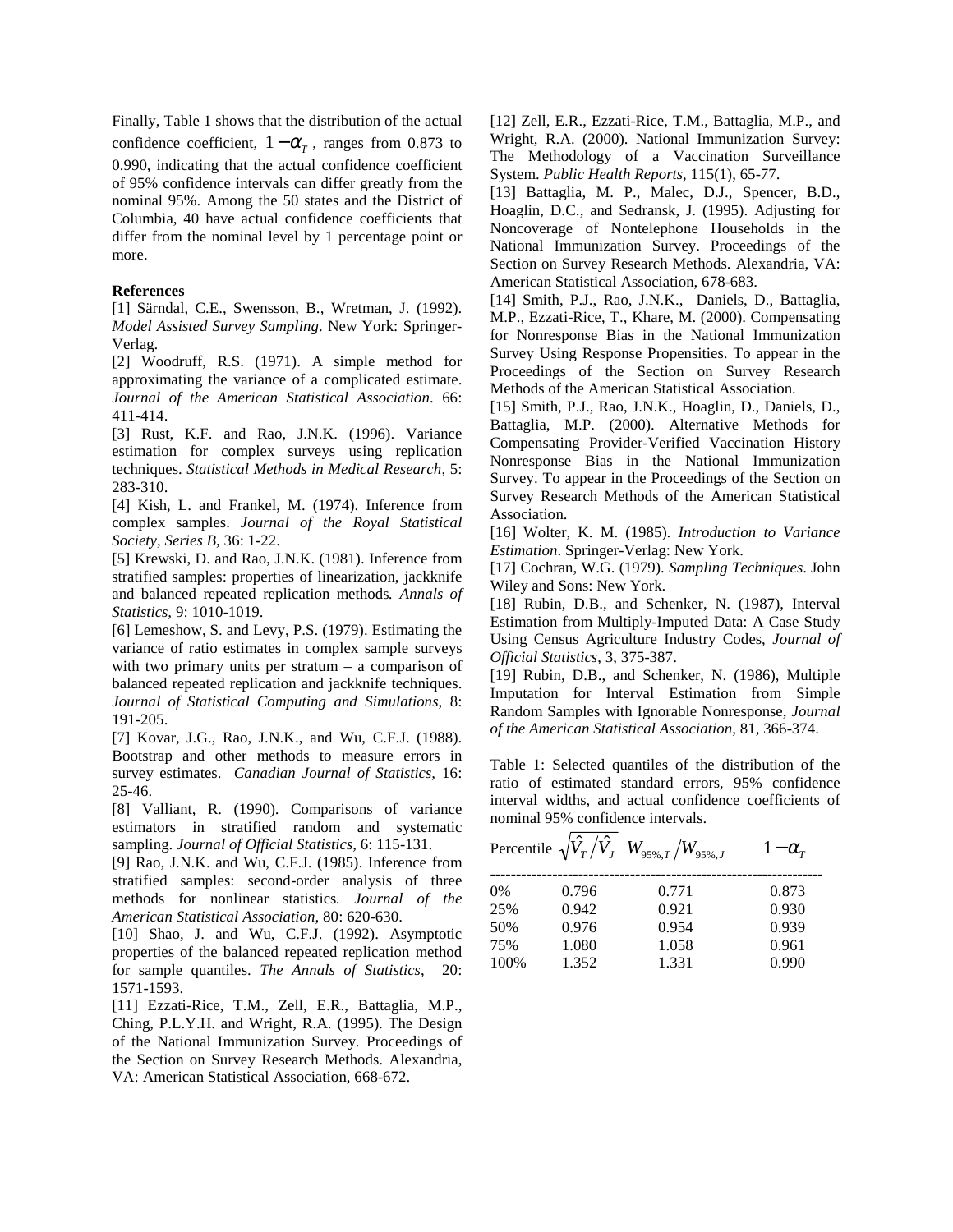Finally, Table 1 shows that the distribution of the actual confidence coefficient, $1-\alpha_T$, ranges from 0.873 to 0.990, indicating that the actual confidence coefficient of 95% confidence intervals can differ greatly from the nominal 95%. Among the 50 states and the District of Columbia, 40 have actual confidence coefficients that differ from the nominal level by 1 percentage point or more.

**References**

[1] Särndal, C.E., Swensson, B., Wretman, J. (1992). *Model Assisted Survey Sampling*. New York: Springer-Verlag.

[2] Woodruff, R.S. (1971). A simple method for approximating the variance of a complicated estimate. *Journal of the American Statistical Association*. 66: 411-414.

[3] Rust, K.F. and Rao, J.N.K. (1996). Variance estimation for complex surveys using replication techniques. *Statistical Methods in Medical Research*, 5: 283-310.

[4] Kish, L. and Frankel, M. (1974). Inference from complex samples. *Journal of the Royal Statistical Society, Series B*, 36: 1-22.

[5] Krewski, D. and Rao, J.N.K. (1981). Inference from stratified samples: properties of linearization, jackknife and balanced repeated replication methods. *Annals of Statistics,* 9: 1010-1019.

[6] Lemeshow, S. and Levy, P.S. (1979). Estimating the variance of ratio estimates in complex sample surveys with two primary units per stratum – a comparison of balanced repeated replication and jackknife techniques. *Journal of Statistical Computing and Simulations*, 8: 191-205.

[7] Kovar, J.G., Rao, J.N.K., and Wu, C.F.J. (1988). Bootstrap and other methods to measure errors in survey estimates. *Canadian Journal of Statistics*, 16: 25-46.

[8] Valliant, R. (1990). Comparisons of variance estimators in stratified random and systematic sampling. *Journal of Official Statistics*, 6: 115-131.

[9] Rao, J.N.K. and Wu, C.F.J. (1985). Inference from stratified samples: second-order analysis of three methods for nonlinear statistics. *Journal of the American Statistical Association*, 80: 620-630.

[10] Shao, J. and Wu, C.F.J. (1992). Asymptotic properties of the balanced repeated replication method for sample quantiles. *The Annals of Statistics*, 20: 1571-1593.

[11] Ezzati-Rice, T.M., Zell, E.R., Battaglia, M.P., Ching, P.L.Y.H. and Wright, R.A. (1995). The Design of the National Immunization Survey. Proceedings of the Section on Survey Research Methods. Alexandria, VA: American Statistical Association, 668-672.

[12] Zell, E.R., Ezzati-Rice, T.M., Battaglia, M.P., and Wright, R.A. (2000). National Immunization Survey: The Methodology of a Vaccination Surveillance System. *Public Health Reports*, 115(1), 65-77.

[13] Battaglia, M. P., Malec, D.J., Spencer, B.D., Hoaglin, D.C., and Sedransk, J. (1995). Adjusting for Noncoverage of Nontelephone Households in the National Immunization Survey. Proceedings of the Section on Survey Research Methods. Alexandria, VA: American Statistical Association, 678-683.

[14] Smith, P.J., Rao, J.N.K., Daniels, D., Battaglia, M.P., Ezzati-Rice, T., Khare, M. (2000). Compensating for Nonresponse Bias in the National Immunization Survey Using Response Propensities. To appear in the Proceedings of the Section on Survey Research Methods of the American Statistical Association.

[15] Smith, P.J., Rao, J.N.K., Hoaglin, D., Daniels, D., Battaglia, M.P. (2000). Alternative Methods for Compensating Provider-Verified Vaccination History Nonresponse Bias in the National Immunization Survey. To appear in the Proceedings of the Section on Survey Research Methods of the American Statistical Association.

[16] Wolter, K. M. (1985). *Introduction to Variance Estimation*. Springer-Verlag: New York.

[17] Cochran, W.G. (1979). *Sampling Techniques*. John Wiley and Sons: New York.

[18] Rubin, D.B., and Schenker, N. (1987), Interval Estimation from Multiply-Imputed Data: A Case Study Using Census Agriculture Industry Codes, *Journal of Official Statistics*, 3, 375-387.

[19] Rubin, D.B., and Schenker, N. (1986), Multiple Imputation for Interval Estimation from Simple Random Samples with Ignorable Nonresponse, *Journal of the American Statistical Association*, 81, 366-374.

Table 1: Selected quantiles of the distribution of the ratio of estimated standard errors, 95% confidence interval widths, and actual confidence coefficients of nominal 95% confidence intervals.

| Percentile | $\sqrt{\hat{V}_T/\hat{V}_J}$ | $W_{95\%,T}/W_{95\%,J}$ | $1-\alpha_T$ |
|---|---|---|---|
| 0% | 0.796 | 0.771 | 0.873 |
| 25% | 0.942 | 0.921 | 0.930 |
| 50% | 0.976 | 0.954 | 0.939 |
| 75% | 1.080 | 1.058 | 0.961 |
| 100% | 1.352 | 1.331 | 0.990 |